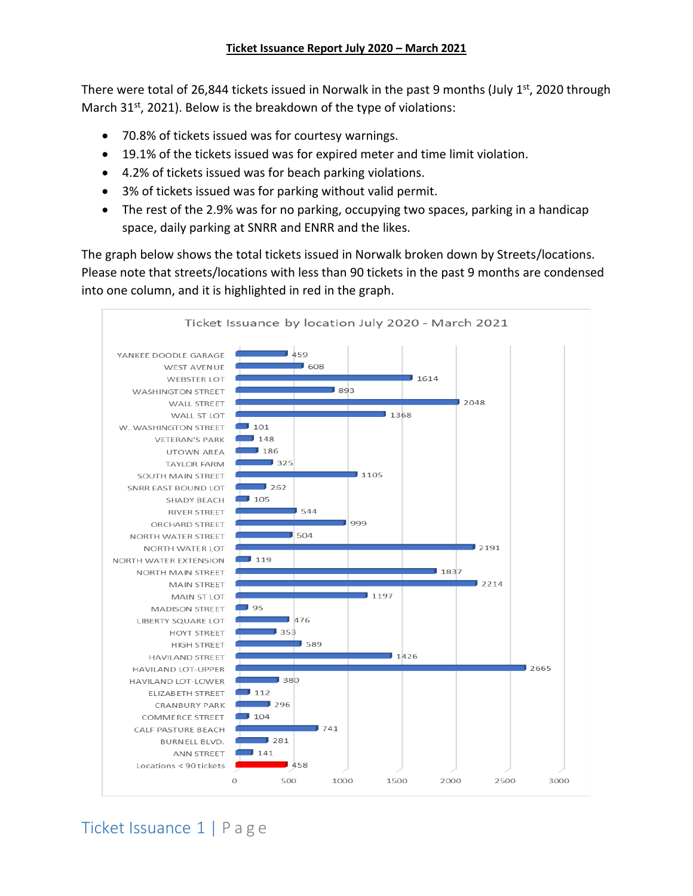# Ticket Issuance Report July 2020 – March 2021

There were total of 26,844 tickets issued in Norwalk in the past 9 months (July 1st, 2020 through March 31st, 2021). Below is the breakdown of the type of violations:

- 70.8% of tickets issued was for courtesy warnings.
- 19.1% of the tickets issued was for expired meter and time limit violation.
- 4.2% of tickets issued was for beach parking violations.
- 3% of tickets issued was for parking without valid permit.
- The rest of the 2.9% was for no parking, occupying two spaces, parking in a handicap space, daily parking at SNRR and ENRR and the likes.

The graph below shows the total tickets issued in Norwalk broken down by Streets/locations. Please note that streets/locations with less than 90 tickets in the past 9 months are condensed into one column, and it is highlighted in red in the graph.

**Ticket Issuance by location July 2020 - March 2021**

| Location | Tickets |
|---|---|
| YANKEE DOODLE GARAGE | 459 |
| WEST AVENUE | 608 |
| WEBSTER LOT | 1614 |
| WASHINGTON STREET | 893 |
| WALL STREET | 2048 |
| WALL ST LOT | 1368 |
| W. WASHINGTON STREET | 101 |
| VETERAN'S PARK | 148 |
| UTOWN AREA | 186 |
| TAYLOR FARM | 325 |
| SOUTH MAIN STREET | 1105 |
| SNRR EAST BOUND LOT | 262 |
| SHADY BEACH | 105 |
| RIVER STREET | 544 |
| ORCHARD STREET | 999 |
| NORTH WATER STREET | 504 |
| NORTH WATER LOT | 2191 |
| NORTH WATER EXTENSION | 119 |
| NORTH MAIN STREET | 1837 |
| MAIN STREET | 2214 |
| MAIN ST LOT | 1197 |
| MADISON STREET | 95 |
| LIBERTY SQUARE LOT | 476 |
| HOYT STREET | 353 |
| HIGH STREET | 589 |
| HAVILAND STREET | 1426 |
| HAVILAND LOT-UPPER | 2665 |
| HAVILAND LOT-LOWER | 380 |
| ELIZABETH STREET | 112 |
| CRANBURY PARK | 296 |
| COMMERCE STREET | 104 |
| CALF PASTURE BEACH | 741 |
| BURNELL BLVD. | 281 |
| ANN STREET | 141 |
| Locations < 90 tickets | 458 |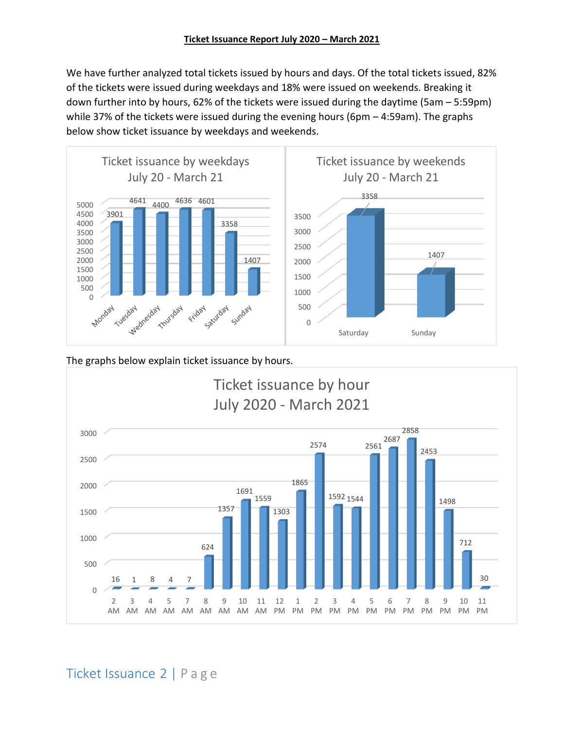**Ticket Issuance Report July 2020 – March 2021**

We have further analyzed total tickets issued by hours and days. Of the total tickets issued, 82% of the tickets were issued during weekdays and 18% were issued on weekends. Breaking it down further into by hours, 62% of the tickets were issued during the daytime (5am – 5:59pm) while 37% of the tickets were issued during the evening hours (6pm – 4:59am). The graphs below show ticket issuance by weekdays and weekends.

**Ticket issuance by weekdays July 20 - March 21**

| Day | Tickets |
|---|---|
| Monday | 3901 |
| Tuesday | 4641 |
| Wednesday | 4400 |
| Thursday | 4636 |
| Friday | 4601 |
| Saturday | 3358 |
| Sunday | 1407 |

**Ticket issuance by weekends July 20 - March 21**

| Day | Tickets |
|---|---|
| Saturday | 3358 |
| Sunday | 1407 |

The graphs below explain ticket issuance by hours.

**Ticket issuance by hour July 2020 - March 2021**

| Hour | Tickets |
|---|---|
| 2 AM | 16 |
| 3 AM | 1 |
| 4 AM | 8 |
| 5 AM | 4 |
| 7 AM | 7 |
| 8 AM | 624 |
| 9 AM | 1357 |
| 10 AM | 1691 |
| 11 AM | 1559 |
| 12 PM | 1303 |
| 1 PM | 1865 |
| 2 PM | 2574 |
| 3 PM | 1592 |
| 4 PM | 1544 |
| 5 PM | 2561 |
| 6 PM | 2687 |
| 7 PM | 2858 |
| 8 PM | 2453 |
| 9 PM | 1498 |
| 10 PM | 712 |
| 11 PM | 30 |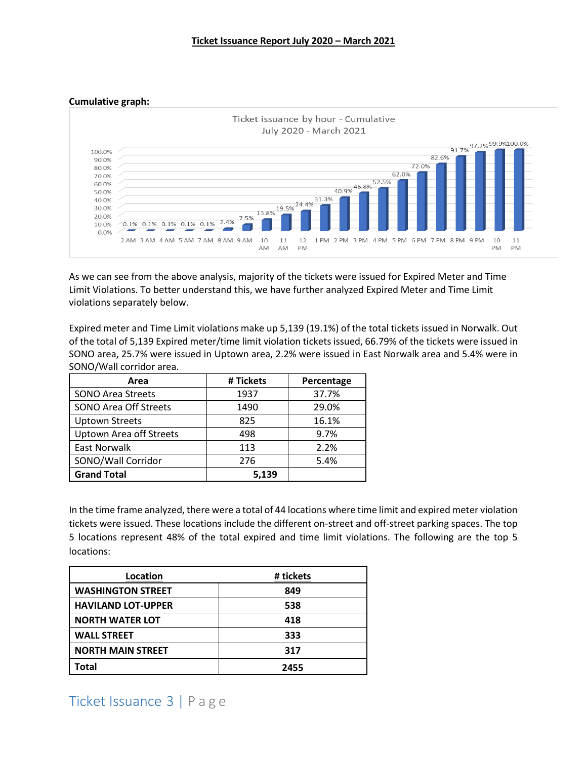# Ticket Issuance Report July 2020 – March 2021

**Cumulative graph:**

Ticket issuance by hour - Cumulative
July 2020 - March 2021

| Hour | Cumulative % |
|---|---|
| 2 AM | 0.1% |
| 3 AM | 0.1% |
| 4 AM | 0.1% |
| 5 AM | 0.1% |
| 7 AM | 0.1% |
| 8 AM | 2.4% |
| 9 AM | 7.5% |
| 10 AM | 13.8% |
| 11 AM | 19.5% |
| 12 PM | 24.4% |
| 1 PM | 31.3% |
| 2 PM | 40.9% |
| 3 PM | 46.8% |
| 4 PM | 52.5% |
| 5 PM | 62.0% |
| 6 PM | 72.0% |
| 7 PM | 82.6% |
| 8 PM | 91.7% |
| 9 PM | 97.2% |
| 10 PM | 99.9% |
| 11 PM | 100.0% |

As we can see from the above analysis, majority of the tickets were issued for Expired Meter and Time Limit Violations. To better understand this, we have further analyzed Expired Meter and Time Limit violations separately below.

Expired meter and Time Limit violations make up 5,139 (19.1%) of the total tickets issued in Norwalk. Out of the total of 5,139 Expired meter/time limit violation tickets issued, 66.79% of the tickets were issued in SONO area, 25.7% were issued in Uptown area, 2.2% were issued in East Norwalk area and 5.4% were in SONO/Wall corridor area.

| Area | # Tickets | Percentage |
|---|---|---|
| SONO Area Streets | 1937 | 37.7% |
| SONO Area Off Streets | 1490 | 29.0% |
| Uptown Streets | 825 | 16.1% |
| Uptown Area off Streets | 498 | 9.7% |
| East Norwalk | 113 | 2.2% |
| SONO/Wall Corridor | 276 | 5.4% |
| **Grand Total** | **5,139** | |

In the time frame analyzed, there were a total of 44 locations where time limit and expired meter violation tickets were issued. These locations include the different on-street and off-street parking spaces. The top 5 locations represent 48% of the total expired and time limit violations. The following are the top 5 locations:

| Location | # tickets |
|---|---|
| **WASHINGTON STREET** | **849** |
| **HAVILAND LOT-UPPER** | **538** |
| **NORTH WATER LOT** | **418** |
| **WALL STREET** | **333** |
| **NORTH MAIN STREET** | **317** |
| **Total** | **2455** |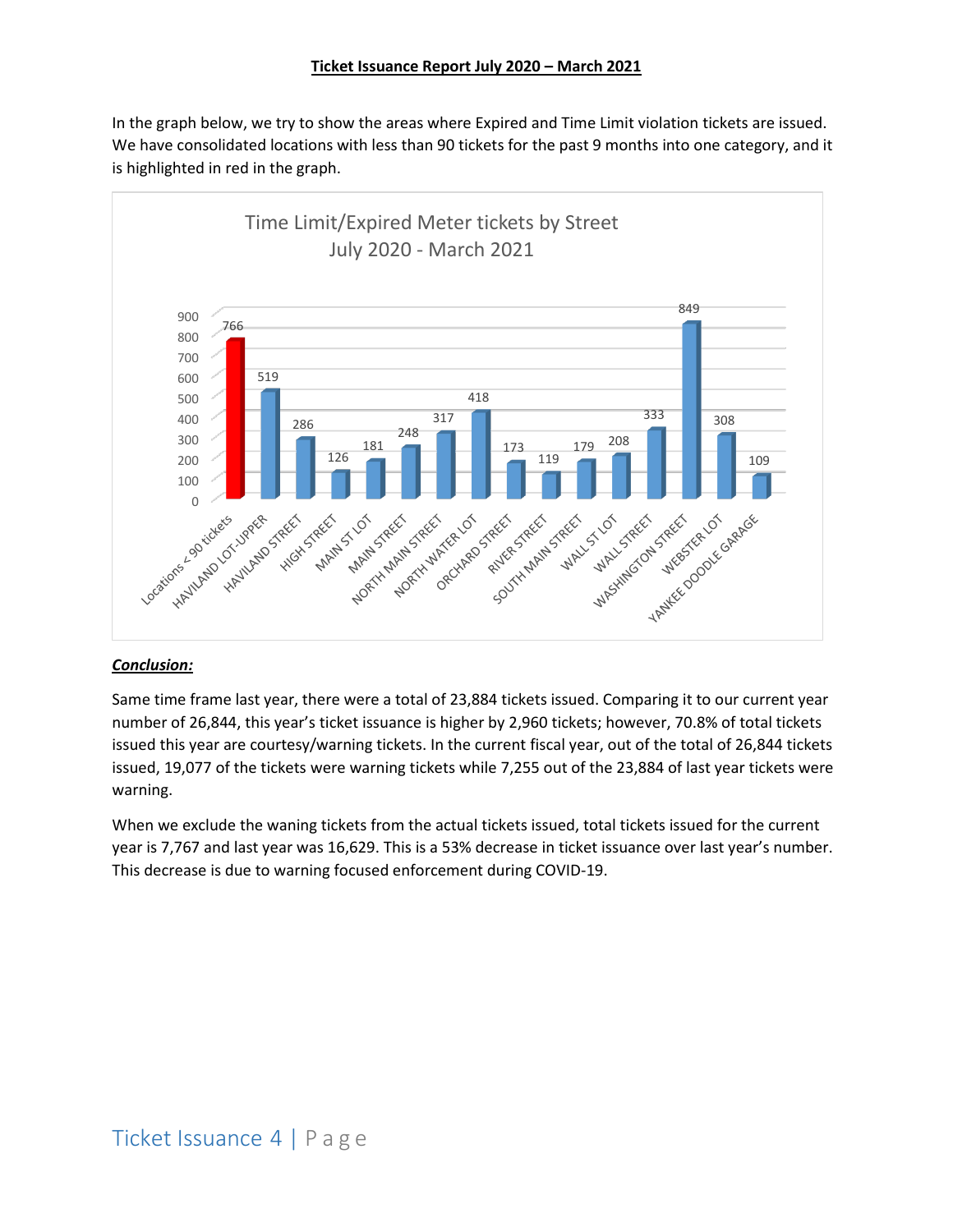**Ticket Issuance Report July 2020 – March 2021**

In the graph below, we try to show the areas where Expired and Time Limit violation tickets are issued. We have consolidated locations with less than 90 tickets for the past 9 months into one category, and it is highlighted in red in the graph.

Time Limit/Expired Meter tickets by Street
July 2020 - March 2021

900
800
700
600
500
400
300
200
100
0

766
519
286
126
181
248
317
418
173
119
179
208
333
849
308
109

Locations < 90 tickets
HAVILAND LOT-UPPER
HAVILAND STREET
HIGH STREET
MAIN ST LOT
MAIN STREET
NORTH MAIN STREET
NORTH WATER LOT
ORCHARD STREET
RIVER STREET
SOUTH MAIN STREET
WALL ST LOT
WALL STREET
WASHINGTON STREET
WEBSTER LOT
YANKEE DOODLE GARAGE

***Conclusion:***

Same time frame last year, there were a total of 23,884 tickets issued. Comparing it to our current year number of 26,844, this year's ticket issuance is higher by 2,960 tickets; however, 70.8% of total tickets issued this year are courtesy/warning tickets. In the current fiscal year, out of the total of 26,844 tickets issued, 19,077 of the tickets were warning tickets while 7,255 out of the 23,884 of last year tickets were warning.

When we exclude the waning tickets from the actual tickets issued, total tickets issued for the current year is 7,767 and last year was 16,629. This is a 53% decrease in ticket issuance over last year's number. This decrease is due to warning focused enforcement during COVID-19.